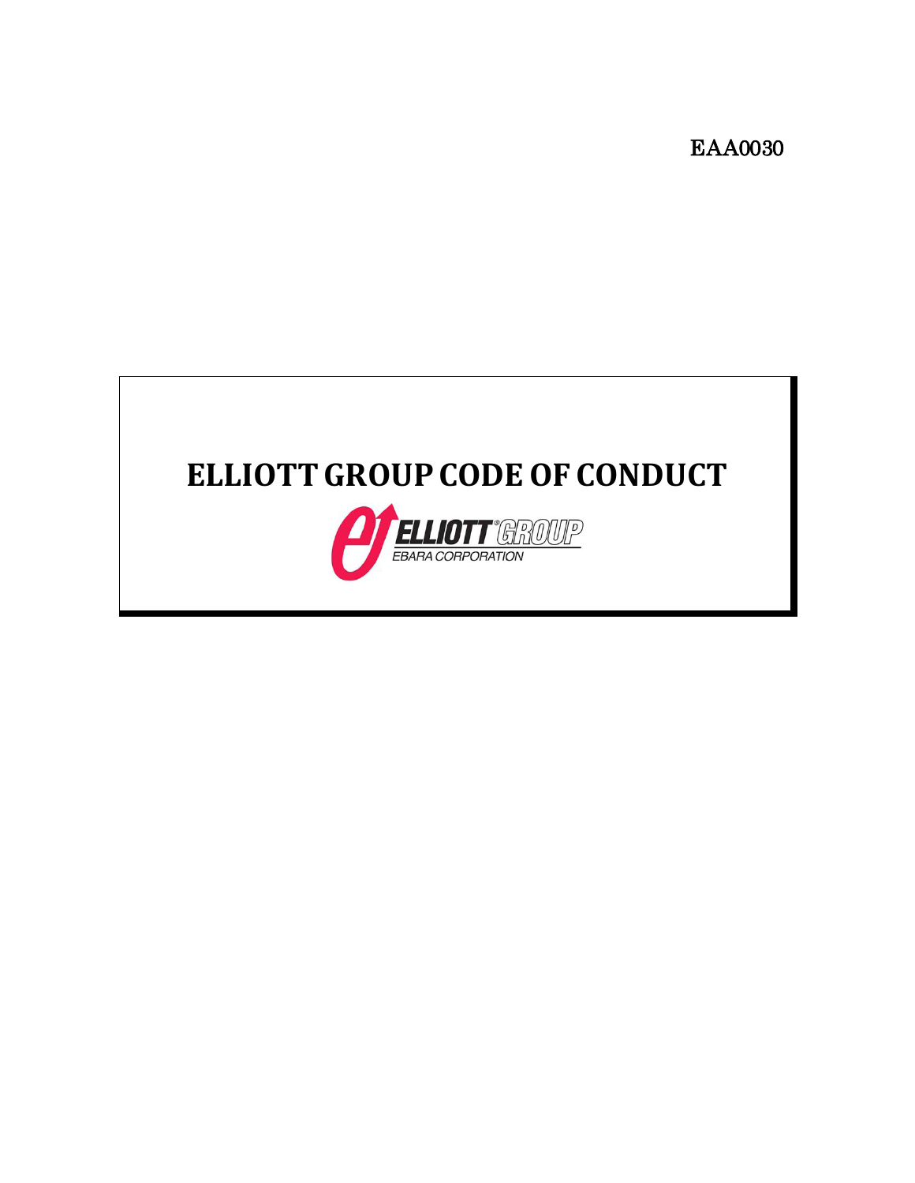EAA0030

# ELLIOTT GROUP CODE OF CONDUCT

ELLIOTT GROUP

EBARA CORPORATION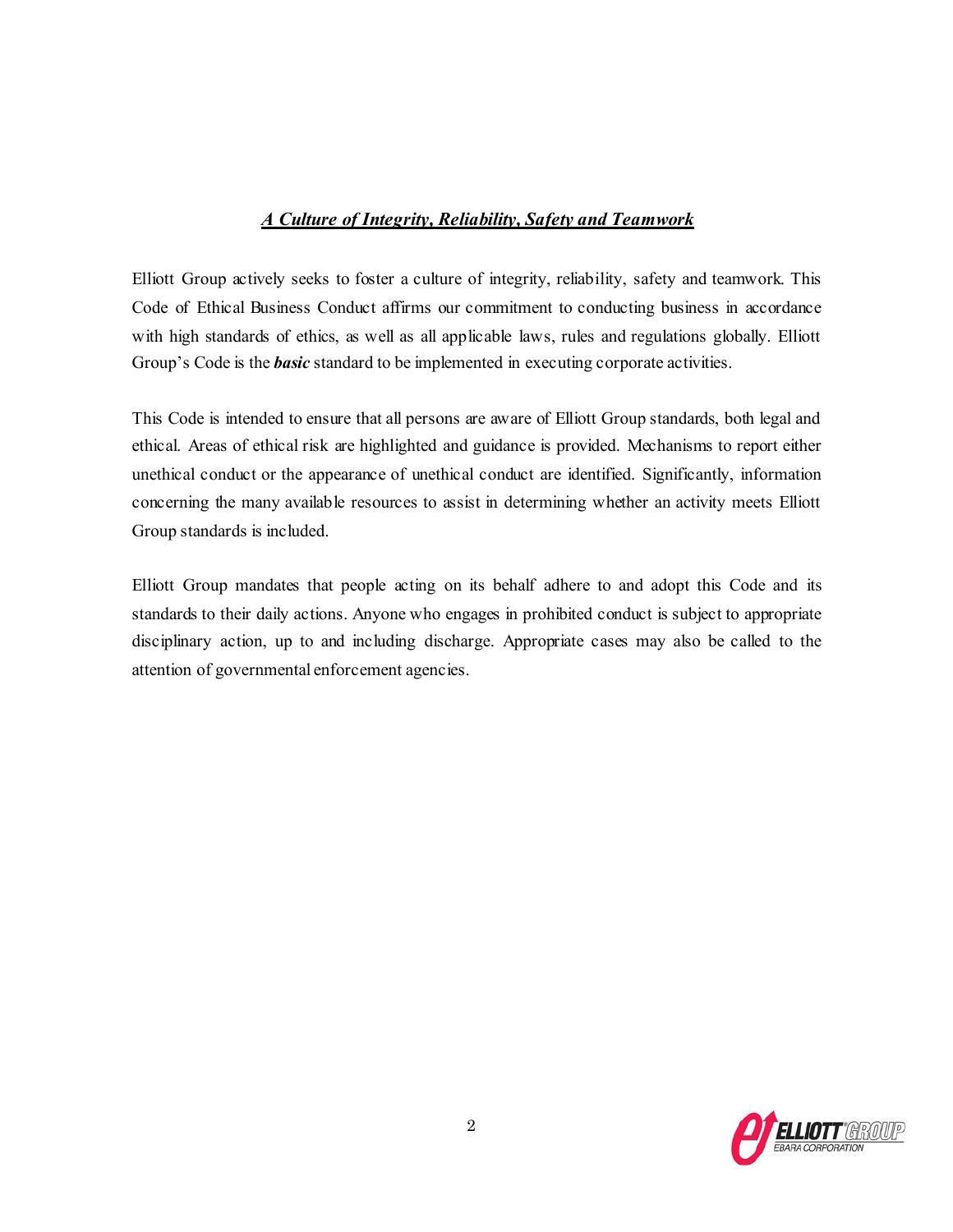## ***A Culture of Integrity, Reliability, Safety and Teamwork***

Elliott Group actively seeks to foster a culture of integrity, reliability, safety and teamwork. This Code of Ethical Business Conduct affirms our commitment to conducting business in accordance with high standards of ethics, as well as all applicable laws, rules and regulations globally. Elliott Group's Code is the ***basic*** standard to be implemented in executing corporate activities.

This Code is intended to ensure that all persons are aware of Elliott Group standards, both legal and ethical. Areas of ethical risk are highlighted and guidance is provided. Mechanisms to report either unethical conduct or the appearance of unethical conduct are identified. Significantly, information concerning the many available resources to assist in determining whether an activity meets Elliott Group standards is included.

Elliott Group mandates that people acting on its behalf adhere to and adopt this Code and its standards to their daily actions. Anyone who engages in prohibited conduct is subject to appropriate disciplinary action, up to and including discharge. Appropriate cases may also be called to the attention of governmental enforcement agencies.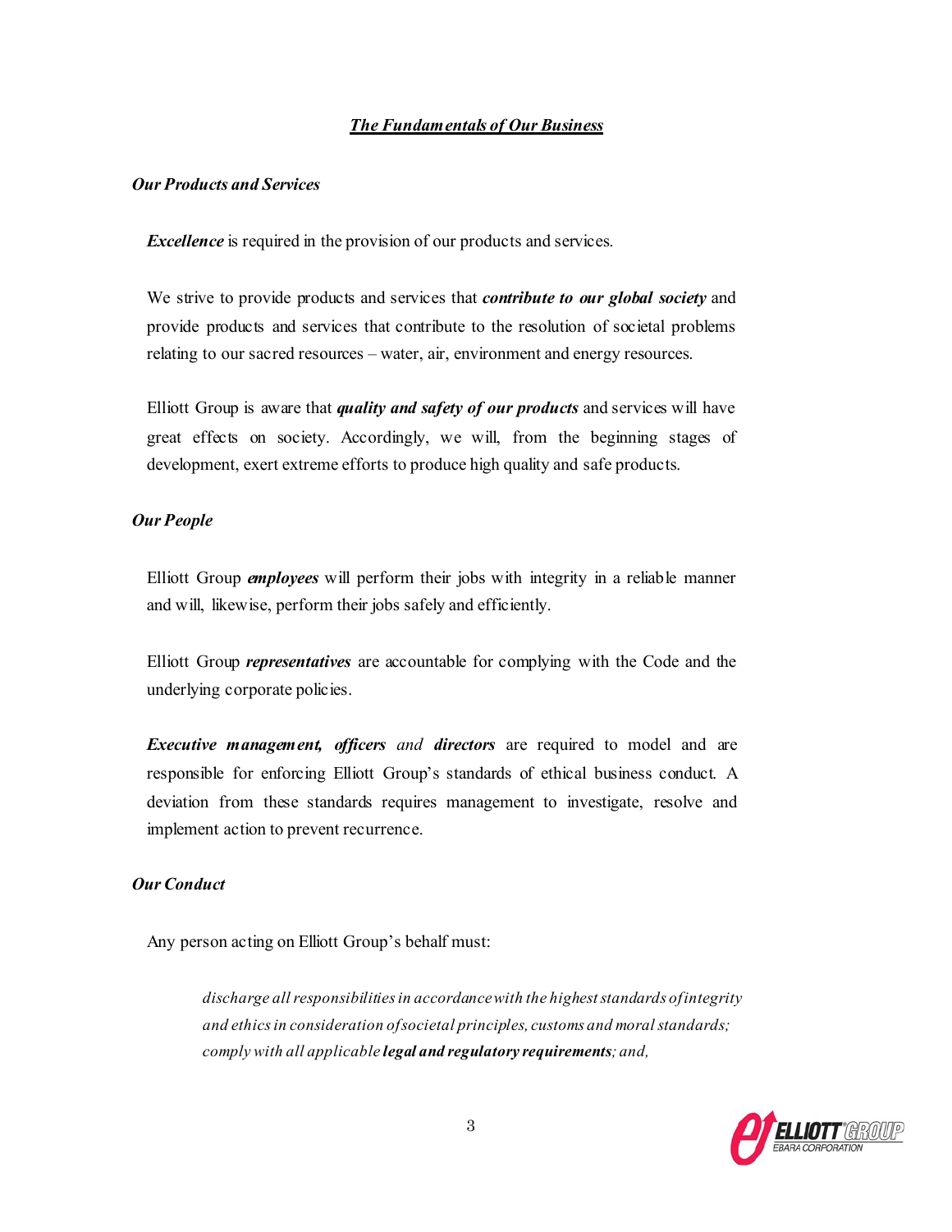## ***The Fundamentals of Our Business***

### *Our Products and Services*

***Excellence*** is required in the provision of our products and services.

We strive to provide products and services that ***contribute to our global society*** and provide products and services that contribute to the resolution of societal problems relating to our sacred resources – water, air, environment and energy resources.

Elliott Group is aware that ***quality and safety of our products*** and services will have great effects on society. Accordingly, we will, from the beginning stages of development, exert extreme efforts to produce high quality and safe products.

### *Our People*

Elliott Group ***employees*** will perform their jobs with integrity in a reliable manner and will, likewise, perform their jobs safely and efficiently.

Elliott Group ***representatives*** are accountable for complying with the Code and the underlying corporate policies.

***Executive management, officers*** *and* ***directors*** are required to model and are responsible for enforcing Elliott Group's standards of ethical business conduct. A deviation from these standards requires management to investigate, resolve and implement action to prevent recurrence.

### *Our Conduct*

Any person acting on Elliott Group's behalf must:

> *discharge all responsibilities in accordance with the highest standards of integrity and ethics in consideration of societal principles, customs and moral standards; comply with all applicable* ***legal and regulatory requirements****; and,*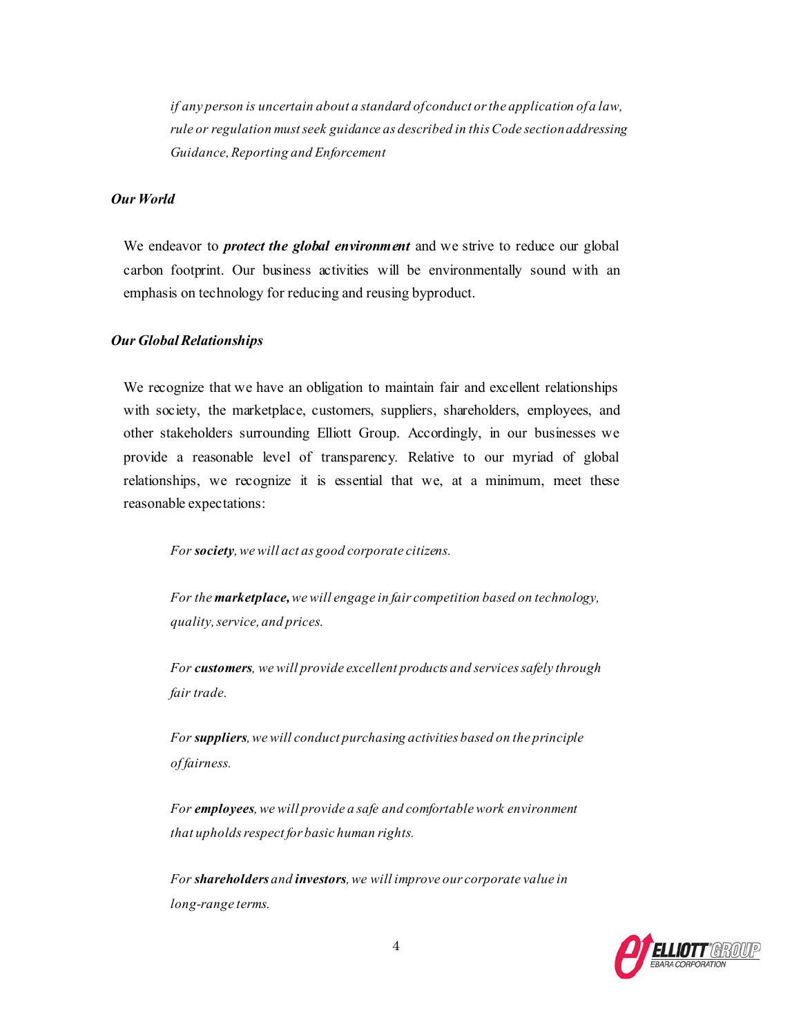*if any person is uncertain about a standard of conduct or the application of a law, rule or regulation must seek guidance as described in this Code section addressing Guidance, Reporting and Enforcement*

### *Our World*

We endeavor to ***protect the global environment*** and we strive to reduce our global carbon footprint. Our business activities will be environmentally sound with an emphasis on technology for reducing and reusing byproduct.

### *Our Global Relationships*

We recognize that we have an obligation to maintain fair and excellent relationships with society, the marketplace, customers, suppliers, shareholders, employees, and other stakeholders surrounding Elliott Group. Accordingly, in our businesses we provide a reasonable level of transparency. Relative to our myriad of global relationships, we recognize it is essential that we, at a minimum, meet these reasonable expectations:

*For **society**, we will act as good corporate citizens.*

*For the **marketplace,** we will engage in fair competition based on technology, quality, service, and prices.*

*For **customers**, we will provide excellent products and services safely through fair trade.*

*For **suppliers**, we will conduct purchasing activities based on the principle of fairness.*

*For **employees**, we will provide a safe and comfortable work environment that upholds respect for basic human rights.*

*For **shareholders** and **investors**, we will improve our corporate value in long-range terms.*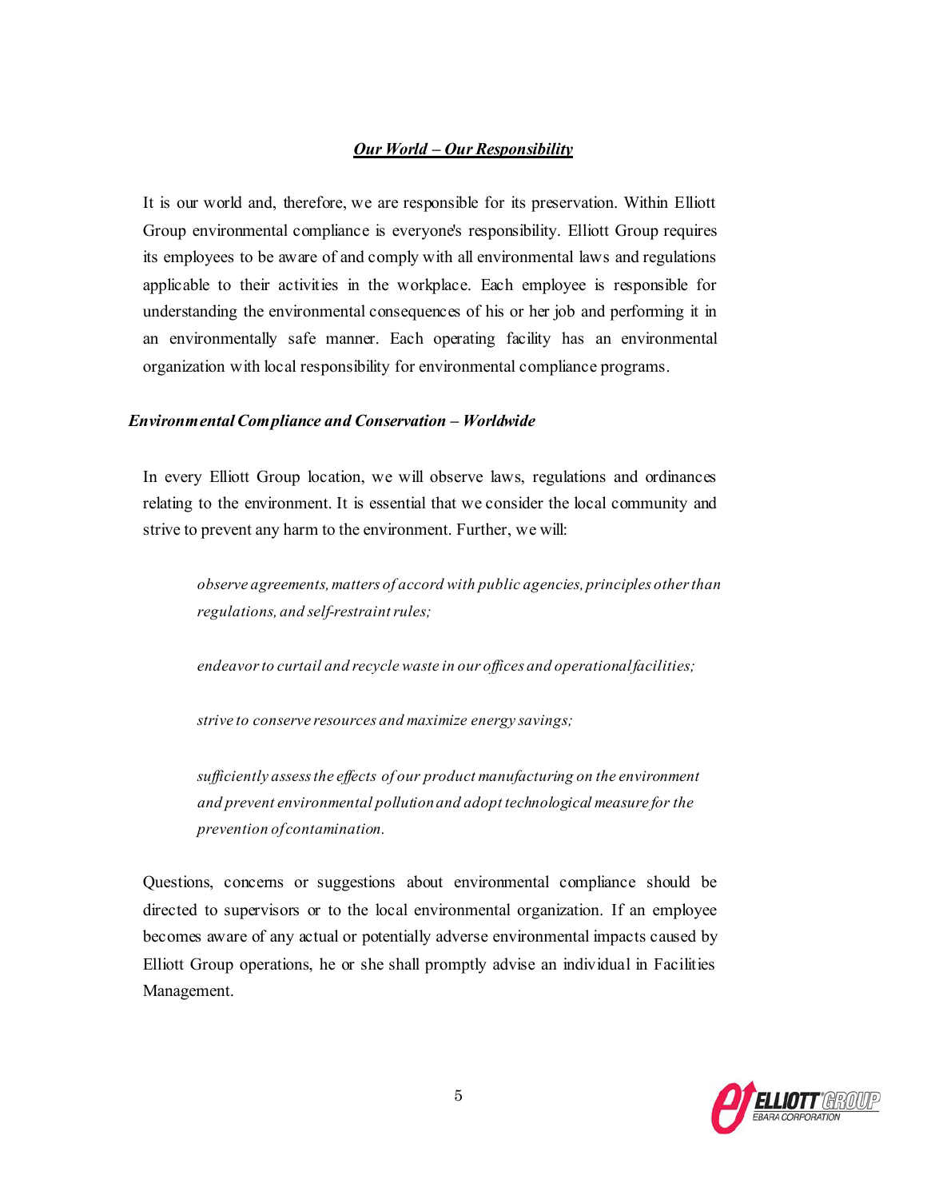## ***Our World – Our Responsibility***

It is our world and, therefore, we are responsible for its preservation. Within Elliott Group environmental compliance is everyone's responsibility. Elliott Group requires its employees to be aware of and comply with all environmental laws and regulations applicable to their activities in the workplace. Each employee is responsible for understanding the environmental consequences of his or her job and performing it in an environmentally safe manner. Each operating facility has an environmental organization with local responsibility for environmental compliance programs.

### ***Environmental Compliance and Conservation – Worldwide***

In every Elliott Group location, we will observe laws, regulations and ordinances relating to the environment. It is essential that we consider the local community and strive to prevent any harm to the environment. Further, we will:

*observe agreements, matters of accord with public agencies, principles other than regulations, and self-restraint rules;*

*endeavor to curtail and recycle waste in our offices and operational facilities;*

*strive to conserve resources and maximize energy savings;*

*sufficiently assess the effects of our product manufacturing on the environment and prevent environmental pollution and adopt technological measure for the prevention of contamination.*

Questions, concerns or suggestions about environmental compliance should be directed to supervisors or to the local environmental organization. If an employee becomes aware of any actual or potentially adverse environmental impacts caused by Elliott Group operations, he or she shall promptly advise an individual in Facilities Management.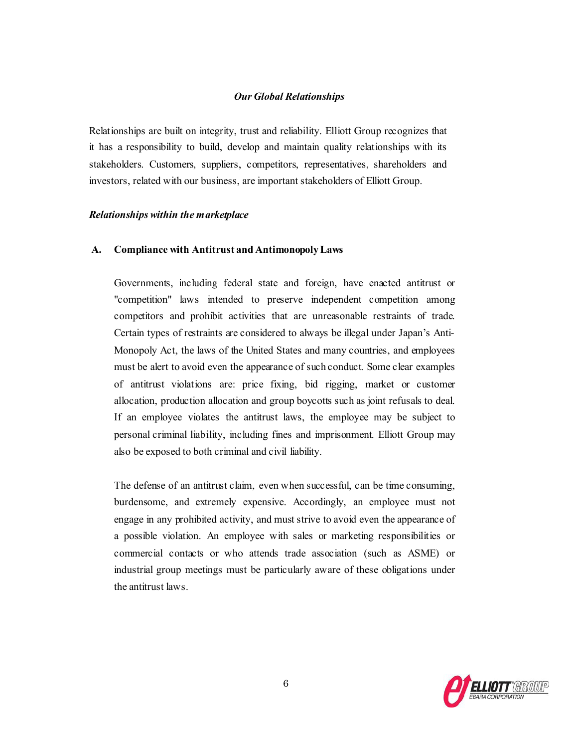*Our Global Relationships*

Relationships are built on integrity, trust and reliability. Elliott Group recognizes that it has a responsibility to build, develop and maintain quality relationships with its stakeholders. Customers, suppliers, competitors, representatives, shareholders and investors, related with our business, are important stakeholders of Elliott Group.

***Relationships within the marketplace***

**A. Compliance with Antitrust and Antimonopoly Laws**

Governments, including federal state and foreign, have enacted antitrust or "competition" laws intended to preserve independent competition among competitors and prohibit activities that are unreasonable restraints of trade. Certain types of restraints are considered to always be illegal under Japan's Anti-Monopoly Act, the laws of the United States and many countries, and employees must be alert to avoid even the appearance of such conduct. Some clear examples of antitrust violations are: price fixing, bid rigging, market or customer allocation, production allocation and group boycotts such as joint refusals to deal. If an employee violates the antitrust laws, the employee may be subject to personal criminal liability, including fines and imprisonment. Elliott Group may also be exposed to both criminal and civil liability.

The defense of an antitrust claim, even when successful, can be time consuming, burdensome, and extremely expensive. Accordingly, an employee must not engage in any prohibited activity, and must strive to avoid even the appearance of a possible violation. An employee with sales or marketing responsibilities or commercial contacts or who attends trade association (such as ASME) or industrial group meetings must be particularly aware of these obligations under the antitrust laws.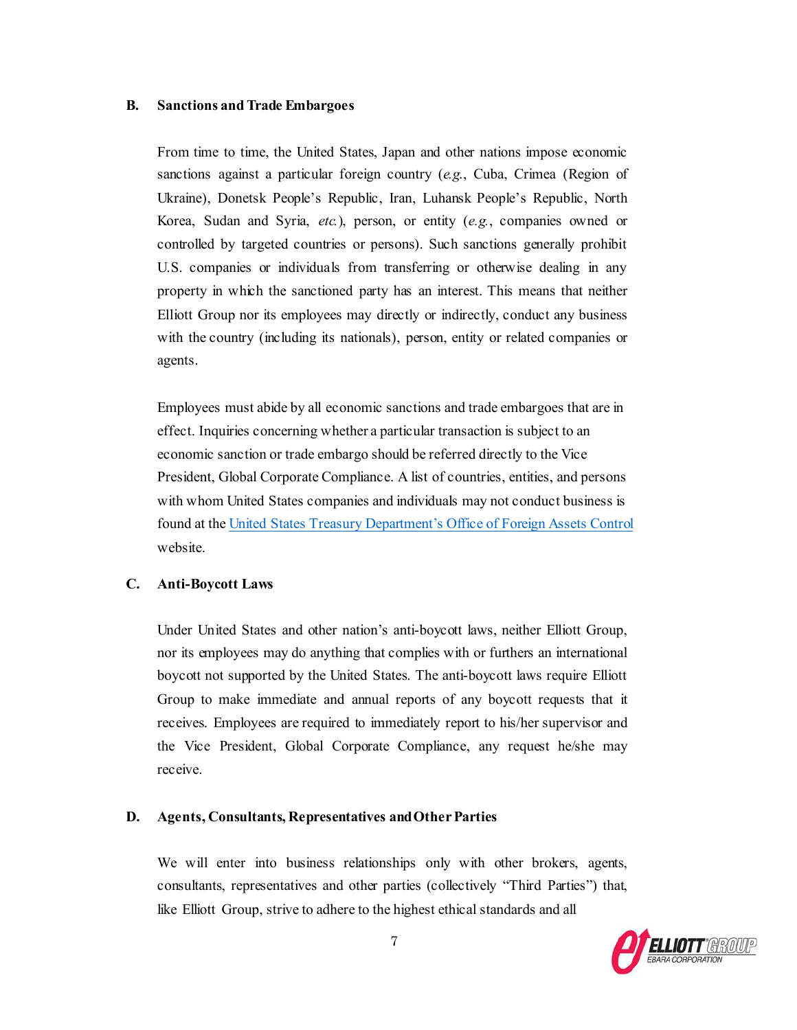### B. Sanctions and Trade Embargoes

From time to time, the United States, Japan and other nations impose economic sanctions against a particular foreign country (*e.g.*, Cuba, Crimea (Region of Ukraine), Donetsk People's Republic, Iran, Luhansk People's Republic, North Korea, Sudan and Syria, *etc.*), person, or entity (*e.g.*, companies owned or controlled by targeted countries or persons). Such sanctions generally prohibit U.S. companies or individuals from transferring or otherwise dealing in any property in which the sanctioned party has an interest. This means that neither Elliott Group nor its employees may directly or indirectly, conduct any business with the country (including its nationals), person, entity or related companies or agents.

Employees must abide by all economic sanctions and trade embargoes that are in effect. Inquiries concerning whether a particular transaction is subject to an economic sanction or trade embargo should be referred directly to the Vice President, Global Corporate Compliance. A list of countries, entities, and persons with whom United States companies and individuals may not conduct business is found at the United States Treasury Department's Office of Foreign Assets Control website.

### C. Anti-Boycott Laws

Under United States and other nation's anti-boycott laws, neither Elliott Group, nor its employees may do anything that complies with or furthers an international boycott not supported by the United States. The anti-boycott laws require Elliott Group to make immediate and annual reports of any boycott requests that it receives. Employees are required to immediately report to his/her supervisor and the Vice President, Global Corporate Compliance, any request he/she may receive.

### D. Agents, Consultants, Representatives and Other Parties

We will enter into business relationships only with other brokers, agents, consultants, representatives and other parties (collectively "Third Parties") that, like Elliott Group, strive to adhere to the highest ethical standards and all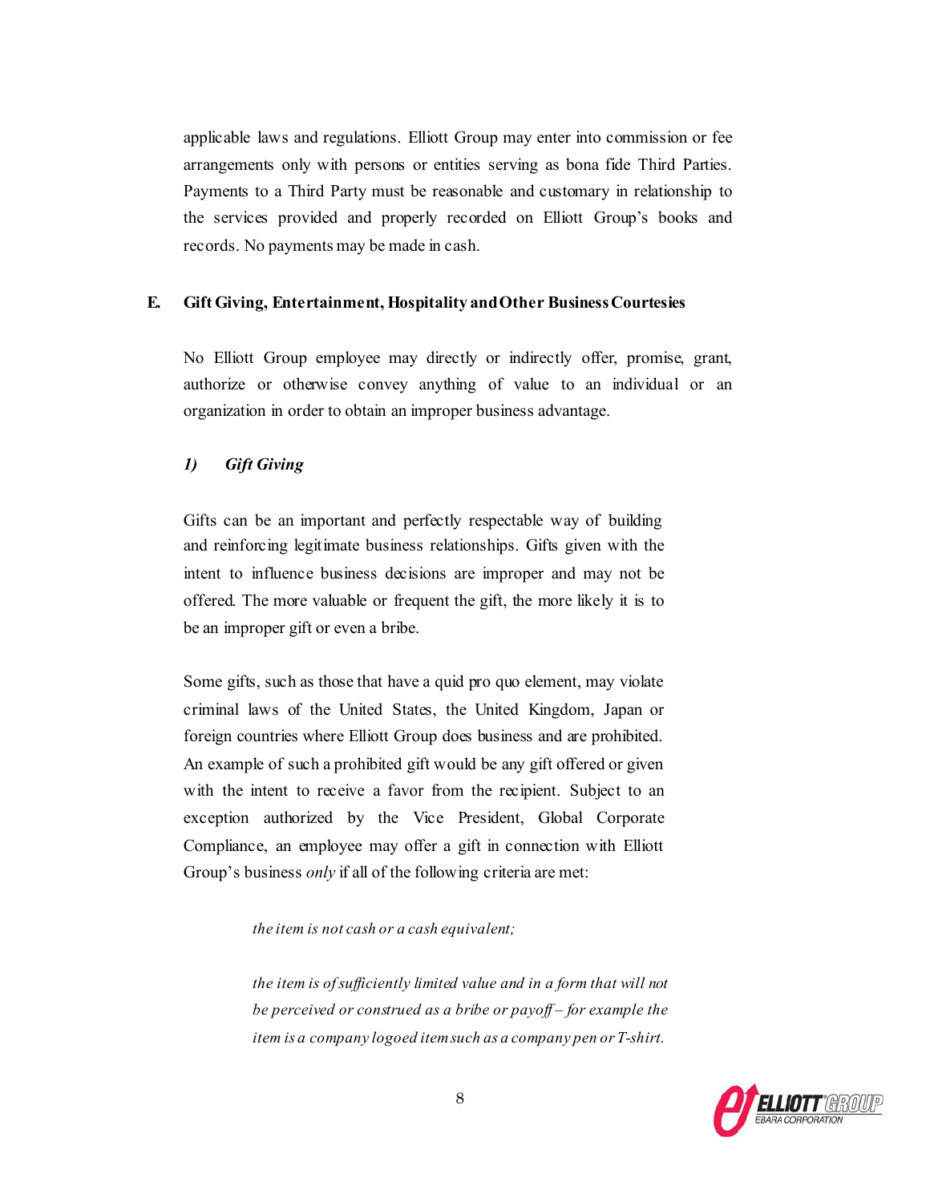applicable laws and regulations. Elliott Group may enter into commission or fee arrangements only with persons or entities serving as bona fide Third Parties. Payments to a Third Party must be reasonable and customary in relationship to the services provided and properly recorded on Elliott Group's books and records. No payments may be made in cash.

## E. Gift Giving, Entertainment, Hospitality and Other Business Courtesies

No Elliott Group employee may directly or indirectly offer, promise, grant, authorize or otherwise convey anything of value to an individual or an organization in order to obtain an improper business advantage.

### *1) Gift Giving*

Gifts can be an important and perfectly respectable way of building and reinforcing legitimate business relationships. Gifts given with the intent to influence business decisions are improper and may not be offered. The more valuable or frequent the gift, the more likely it is to be an improper gift or even a bribe.

Some gifts, such as those that have a quid pro quo element, may violate criminal laws of the United States, the United Kingdom, Japan or foreign countries where Elliott Group does business and are prohibited. An example of such a prohibited gift would be any gift offered or given with the intent to receive a favor from the recipient. Subject to an exception authorized by the Vice President, Global Corporate Compliance, an employee may offer a gift in connection with Elliott Group's business *only* if all of the following criteria are met:

*the item is not cash or a cash equivalent;*

*the item is of sufficiently limited value and in a form that will not be perceived or construed as a bribe or payoff – for example the item is a company logoed item such as a company pen or T-shirt.*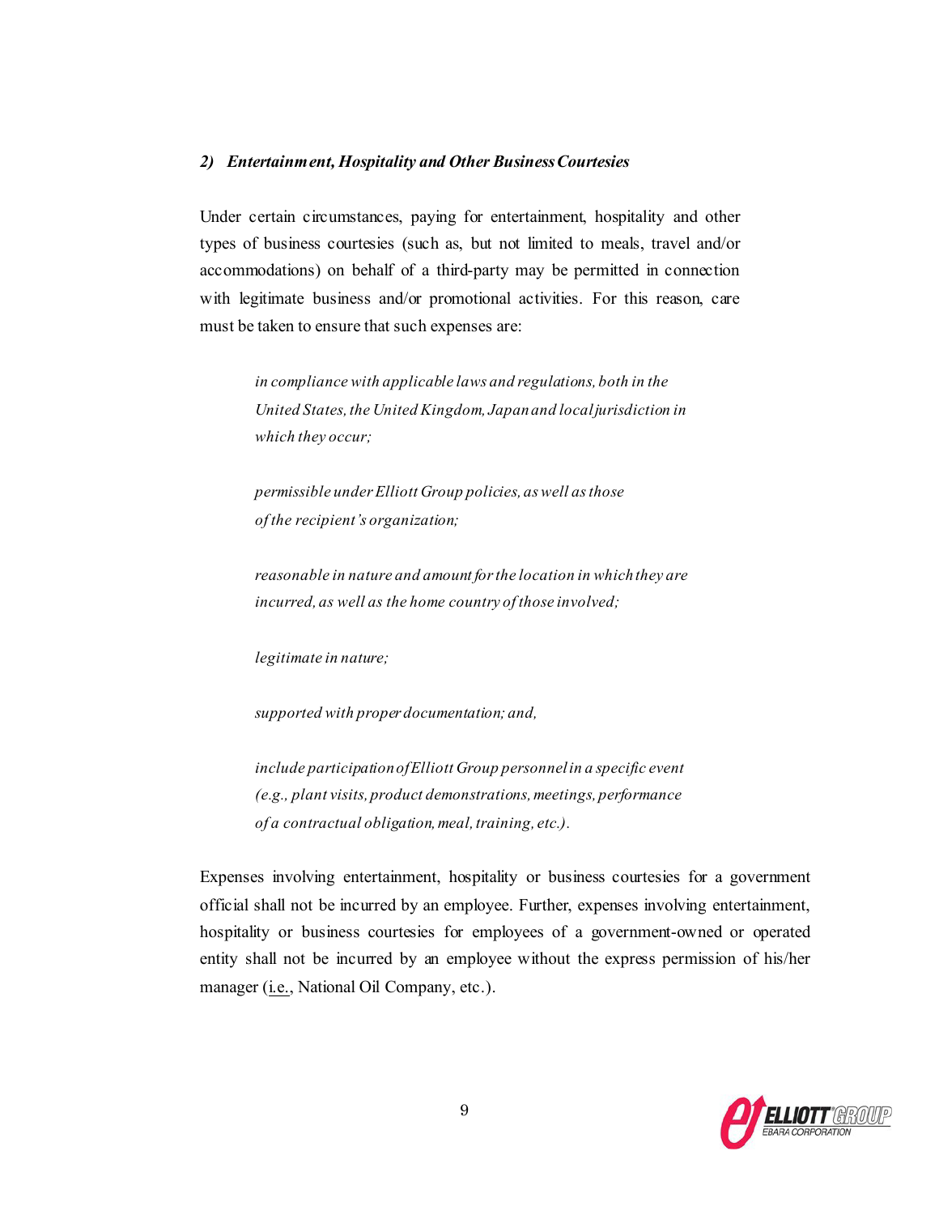### *2) Entertainment, Hospitality and Other Business Courtesies*

Under certain circumstances, paying for entertainment, hospitality and other types of business courtesies (such as, but not limited to meals, travel and/or accommodations) on behalf of a third-party may be permitted in connection with legitimate business and/or promotional activities. For this reason, care must be taken to ensure that such expenses are:

> *in compliance with applicable laws and regulations, both in the United States, the United Kingdom, Japan and local jurisdiction in which they occur;*
>
> *permissible under Elliott Group policies, as well as those of the recipient's organization;*
>
> *reasonable in nature and amount for the location in which they are incurred, as well as the home country of those involved;*
>
> *legitimate in nature;*
>
> *supported with proper documentation; and,*
>
> *include participation of Elliott Group personnel in a specific event (e.g., plant visits, product demonstrations, meetings, performance of a contractual obligation, meal, training, etc.).*

Expenses involving entertainment, hospitality or business courtesies for a government official shall not be incurred by an employee. Further, expenses involving entertainment, hospitality or business courtesies for employees of a government-owned or operated entity shall not be incurred by an employee without the express permission of his/her manager (i.e., National Oil Company, etc.).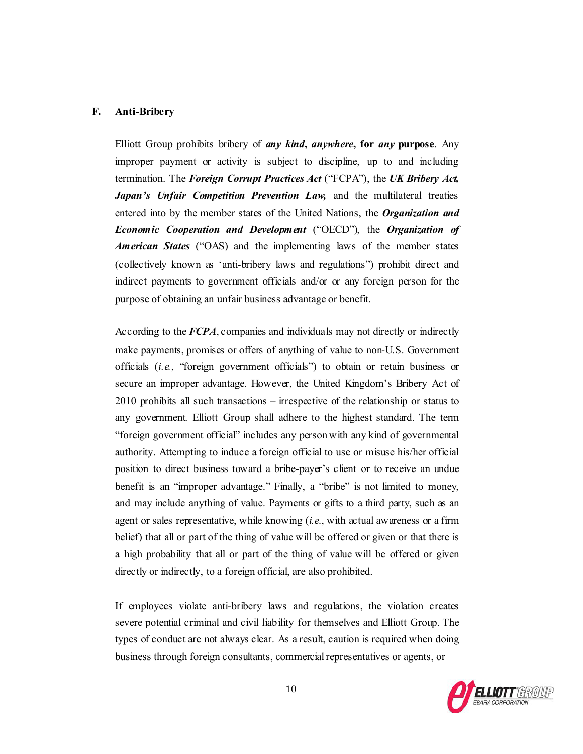## F. Anti-Bribery

Elliott Group prohibits bribery of ***any kind***, ***anywhere***, **for *any* purpose**. Any improper payment or activity is subject to discipline, up to and including termination. The ***Foreign Corrupt Practices Act*** ("FCPA"), the ***UK Bribery Act, Japan's Unfair Competition Prevention Law,*** and the multilateral treaties entered into by the member states of the United Nations, the ***Organization and Economic Cooperation and Development*** ("OECD"), the ***Organization of American States*** ("OAS) and the implementing laws of the member states (collectively known as 'anti-bribery laws and regulations") prohibit direct and indirect payments to government officials and/or or any foreign person for the purpose of obtaining an unfair business advantage or benefit.

According to the ***FCPA***, companies and individuals may not directly or indirectly make payments, promises or offers of anything of value to non-U.S. Government officials (*i.e.*, "foreign government officials") to obtain or retain business or secure an improper advantage. However, the United Kingdom's Bribery Act of 2010 prohibits all such transactions – irrespective of the relationship or status to any government. Elliott Group shall adhere to the highest standard. The term "foreign government official" includes any person with any kind of governmental authority. Attempting to induce a foreign official to use or misuse his/her official position to direct business toward a bribe-payer's client or to receive an undue benefit is an "improper advantage." Finally, a "bribe" is not limited to money, and may include anything of value. Payments or gifts to a third party, such as an agent or sales representative, while knowing (*i.e.*, with actual awareness or a firm belief) that all or part of the thing of value will be offered or given or that there is a high probability that all or part of the thing of value will be offered or given directly or indirectly, to a foreign official, are also prohibited.

If employees violate anti-bribery laws and regulations, the violation creates severe potential criminal and civil liability for themselves and Elliott Group. The types of conduct are not always clear. As a result, caution is required when doing business through foreign consultants, commercial representatives or agents, or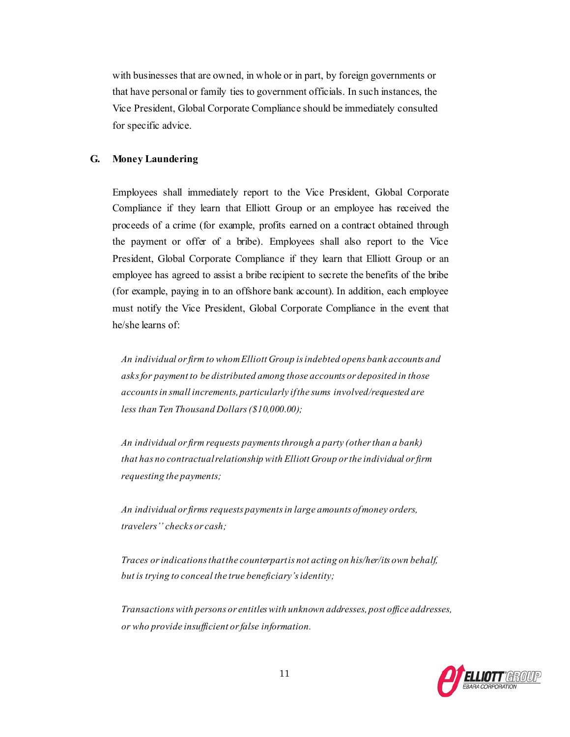with businesses that are owned, in whole or in part, by foreign governments or that have personal or family ties to government officials. In such instances, the Vice President, Global Corporate Compliance should be immediately consulted for specific advice.

### G. Money Laundering

Employees shall immediately report to the Vice President, Global Corporate Compliance if they learn that Elliott Group or an employee has received the proceeds of a crime (for example, profits earned on a contract obtained through the payment or offer of a bribe). Employees shall also report to the Vice President, Global Corporate Compliance if they learn that Elliott Group or an employee has agreed to assist a bribe recipient to secrete the benefits of the bribe (for example, paying in to an offshore bank account). In addition, each employee must notify the Vice President, Global Corporate Compliance in the event that he/she learns of:

*An individual or firm to whom Elliott Group is indebted opens bank accounts and asks for payment to be distributed among those accounts or deposited in those accounts in small increments, particularly if the sums involved/requested are less than Ten Thousand Dollars ($10,000.00);*

*An individual or firm requests payments through a party (other than a bank) that has no contractual relationship with Elliott Group or the individual or firm requesting the payments;*

*An individual or firms requests payments in large amounts of money orders, travelers'' checks or cash;*

*Traces or indications that the counterpart is not acting on his/her/its own behalf, but is trying to conceal the true beneficiary's identity;*

*Transactions with persons or entitles with unknown addresses, post office addresses, or who provide insufficient or false information.*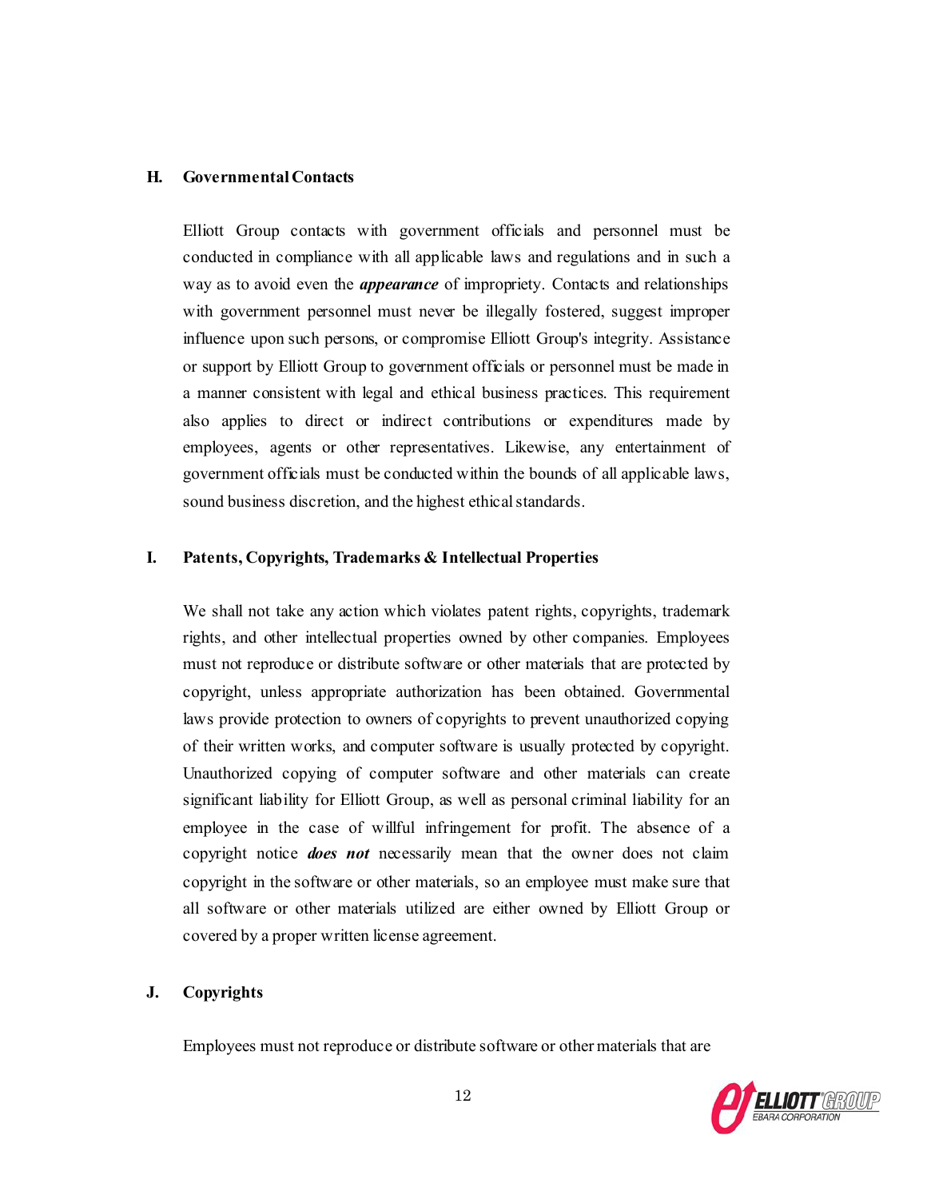### H. Governmental Contacts

Elliott Group contacts with government officials and personnel must be conducted in compliance with all applicable laws and regulations and in such a way as to avoid even the ***appearance*** of impropriety. Contacts and relationships with government personnel must never be illegally fostered, suggest improper influence upon such persons, or compromise Elliott Group's integrity. Assistance or support by Elliott Group to government officials or personnel must be made in a manner consistent with legal and ethical business practices. This requirement also applies to direct or indirect contributions or expenditures made by employees, agents or other representatives. Likewise, any entertainment of government officials must be conducted within the bounds of all applicable laws, sound business discretion, and the highest ethical standards.

### I. Patents, Copyrights, Trademarks & Intellectual Properties

We shall not take any action which violates patent rights, copyrights, trademark rights, and other intellectual properties owned by other companies. Employees must not reproduce or distribute software or other materials that are protected by copyright, unless appropriate authorization has been obtained. Governmental laws provide protection to owners of copyrights to prevent unauthorized copying of their written works, and computer software is usually protected by copyright. Unauthorized copying of computer software and other materials can create significant liability for Elliott Group, as well as personal criminal liability for an employee in the case of willful infringement for profit. The absence of a copyright notice ***does not*** necessarily mean that the owner does not claim copyright in the software or other materials, so an employee must make sure that all software or other materials utilized are either owned by Elliott Group or covered by a proper written license agreement.

### J. Copyrights

Employees must not reproduce or distribute software or other materials that are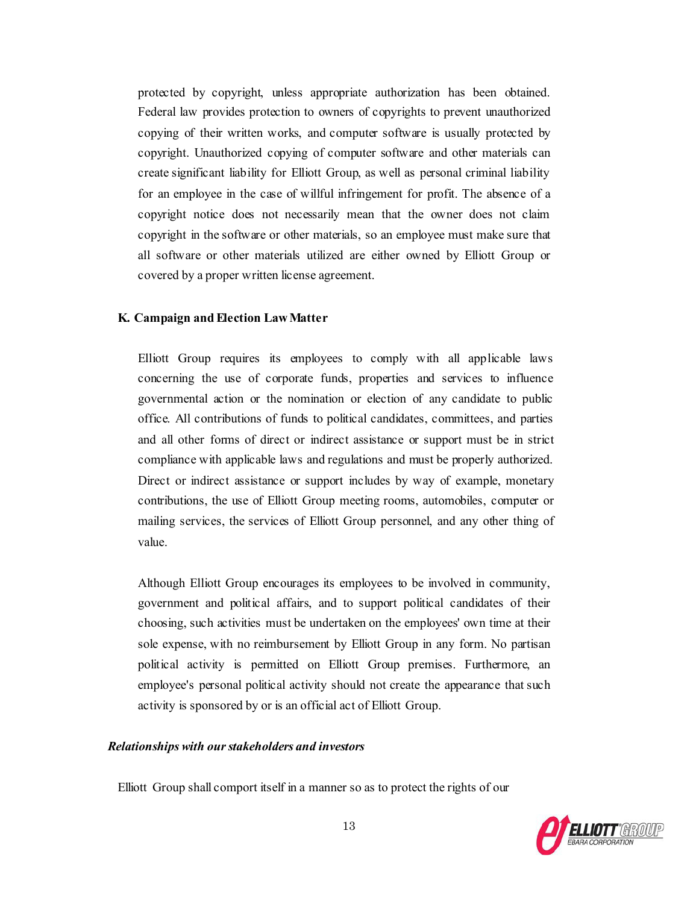protected by copyright, unless appropriate authorization has been obtained. Federal law provides protection to owners of copyrights to prevent unauthorized copying of their written works, and computer software is usually protected by copyright. Unauthorized copying of computer software and other materials can create significant liability for Elliott Group, as well as personal criminal liability for an employee in the case of willful infringement for profit. The absence of a copyright notice does not necessarily mean that the owner does not claim copyright in the software or other materials, so an employee must make sure that all software or other materials utilized are either owned by Elliott Group or covered by a proper written license agreement.

**K. Campaign and Election Law Matter**

Elliott Group requires its employees to comply with all applicable laws concerning the use of corporate funds, properties and services to influence governmental action or the nomination or election of any candidate to public office. All contributions of funds to political candidates, committees, and parties and all other forms of direct or indirect assistance or support must be in strict compliance with applicable laws and regulations and must be properly authorized. Direct or indirect assistance or support includes by way of example, monetary contributions, the use of Elliott Group meeting rooms, automobiles, computer or mailing services, the services of Elliott Group personnel, and any other thing of value.

Although Elliott Group encourages its employees to be involved in community, government and political affairs, and to support political candidates of their choosing, such activities must be undertaken on the employees' own time at their sole expense, with no reimbursement by Elliott Group in any form. No partisan political activity is permitted on Elliott Group premises. Furthermore, an employee's personal political activity should not create the appearance that such activity is sponsored by or is an official act of Elliott Group.

***Relationships with our stakeholders and investors***

Elliott Group shall comport itself in a manner so as to protect the rights of our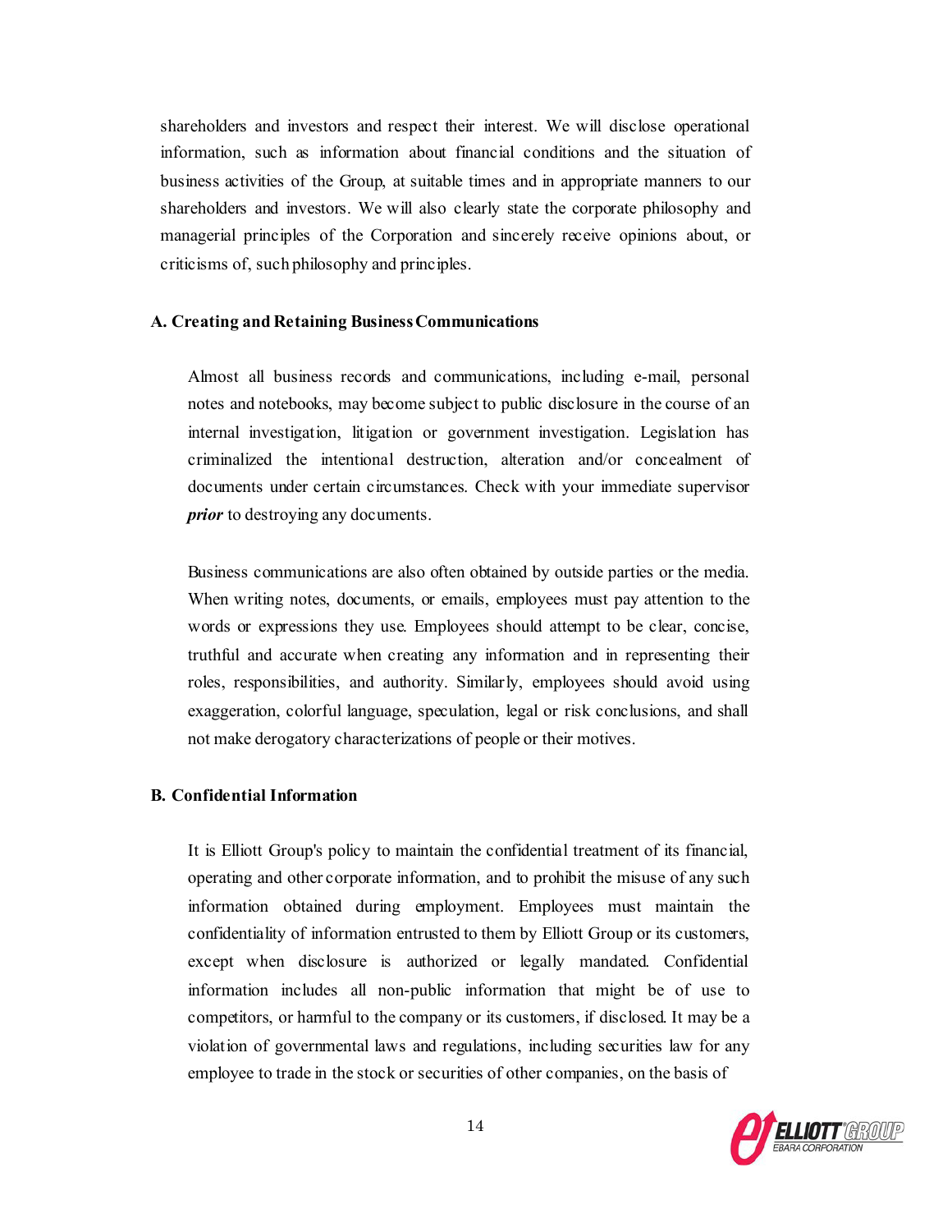shareholders and investors and respect their interest. We will disclose operational information, such as information about financial conditions and the situation of business activities of the Group, at suitable times and in appropriate manners to our shareholders and investors. We will also clearly state the corporate philosophy and managerial principles of the Corporation and sincerely receive opinions about, or criticisms of, such philosophy and principles.

**A. Creating and Retaining Business Communications**

Almost all business records and communications, including e-mail, personal notes and notebooks, may become subject to public disclosure in the course of an internal investigation, litigation or government investigation. Legislation has criminalized the intentional destruction, alteration and/or concealment of documents under certain circumstances. Check with your immediate supervisor ***prior*** to destroying any documents.

Business communications are also often obtained by outside parties or the media. When writing notes, documents, or emails, employees must pay attention to the words or expressions they use. Employees should attempt to be clear, concise, truthful and accurate when creating any information and in representing their roles, responsibilities, and authority. Similarly, employees should avoid using exaggeration, colorful language, speculation, legal or risk conclusions, and shall not make derogatory characterizations of people or their motives.

**B. Confidential Information**

It is Elliott Group's policy to maintain the confidential treatment of its financial, operating and other corporate information, and to prohibit the misuse of any such information obtained during employment. Employees must maintain the confidentiality of information entrusted to them by Elliott Group or its customers, except when disclosure is authorized or legally mandated. Confidential information includes all non-public information that might be of use to competitors, or harmful to the company or its customers, if disclosed. It may be a violation of governmental laws and regulations, including securities law for any employee to trade in the stock or securities of other companies, on the basis of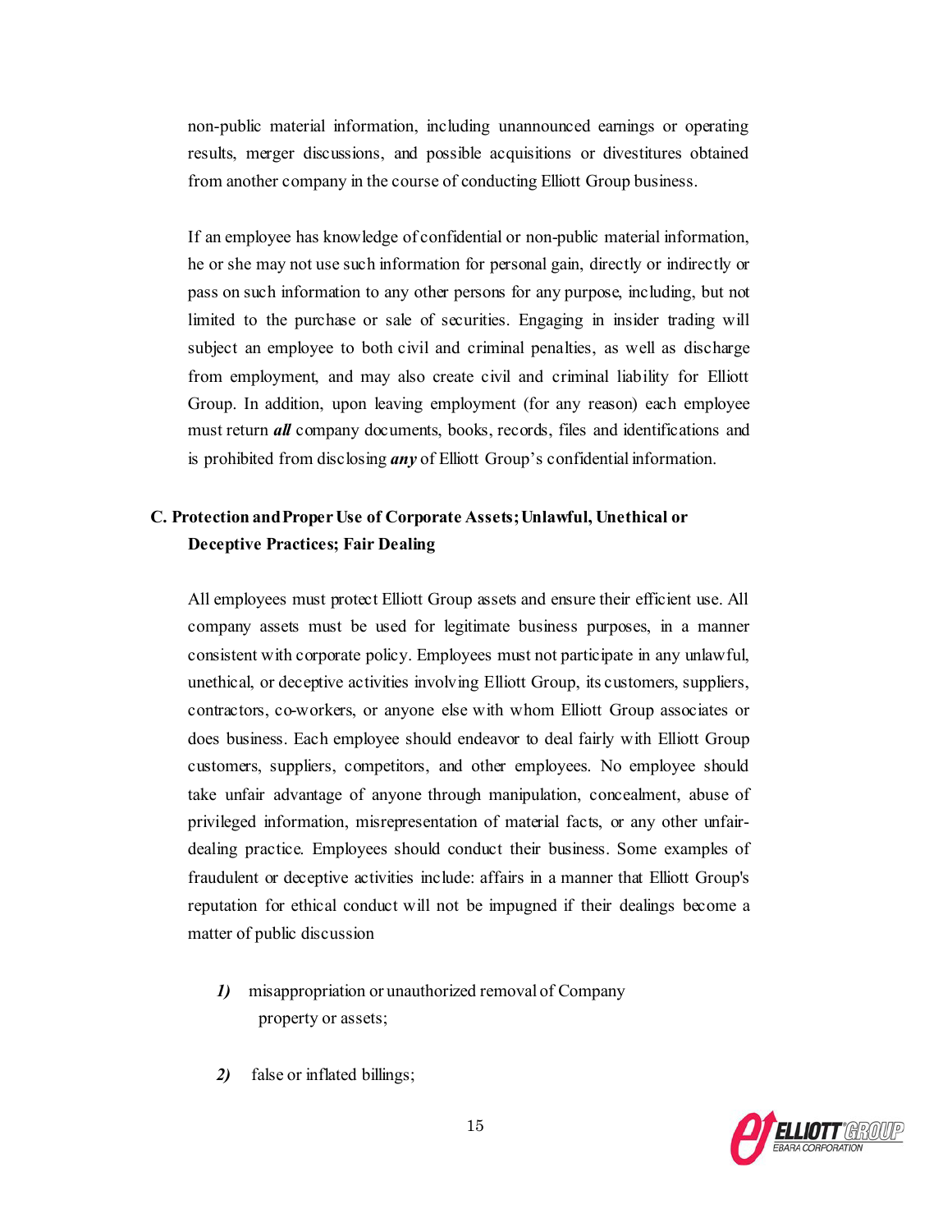non-public material information, including unannounced earnings or operating results, merger discussions, and possible acquisitions or divestitures obtained from another company in the course of conducting Elliott Group business.

If an employee has knowledge of confidential or non-public material information, he or she may not use such information for personal gain, directly or indirectly or pass on such information to any other persons for any purpose, including, but not limited to the purchase or sale of securities. Engaging in insider trading will subject an employee to both civil and criminal penalties, as well as discharge from employment, and may also create civil and criminal liability for Elliott Group. In addition, upon leaving employment (for any reason) each employee must return ***all*** company documents, books, records, files and identifications and is prohibited from disclosing ***any*** of Elliott Group's confidential information.

### C. Protection and Proper Use of Corporate Assets; Unlawful, Unethical or Deceptive Practices; Fair Dealing

All employees must protect Elliott Group assets and ensure their efficient use. All company assets must be used for legitimate business purposes, in a manner consistent with corporate policy. Employees must not participate in any unlawful, unethical, or deceptive activities involving Elliott Group, its customers, suppliers, contractors, co-workers, or anyone else with whom Elliott Group associates or does business. Each employee should endeavor to deal fairly with Elliott Group customers, suppliers, competitors, and other employees. No employee should take unfair advantage of anyone through manipulation, concealment, abuse of privileged information, misrepresentation of material facts, or any other unfair-dealing practice. Employees should conduct their business. Some examples of fraudulent or deceptive activities include: affairs in a manner that Elliott Group's reputation for ethical conduct will not be impugned if their dealings become a matter of public discussion

***1)*** misappropriation or unauthorized removal of Company property or assets;

***2)*** false or inflated billings;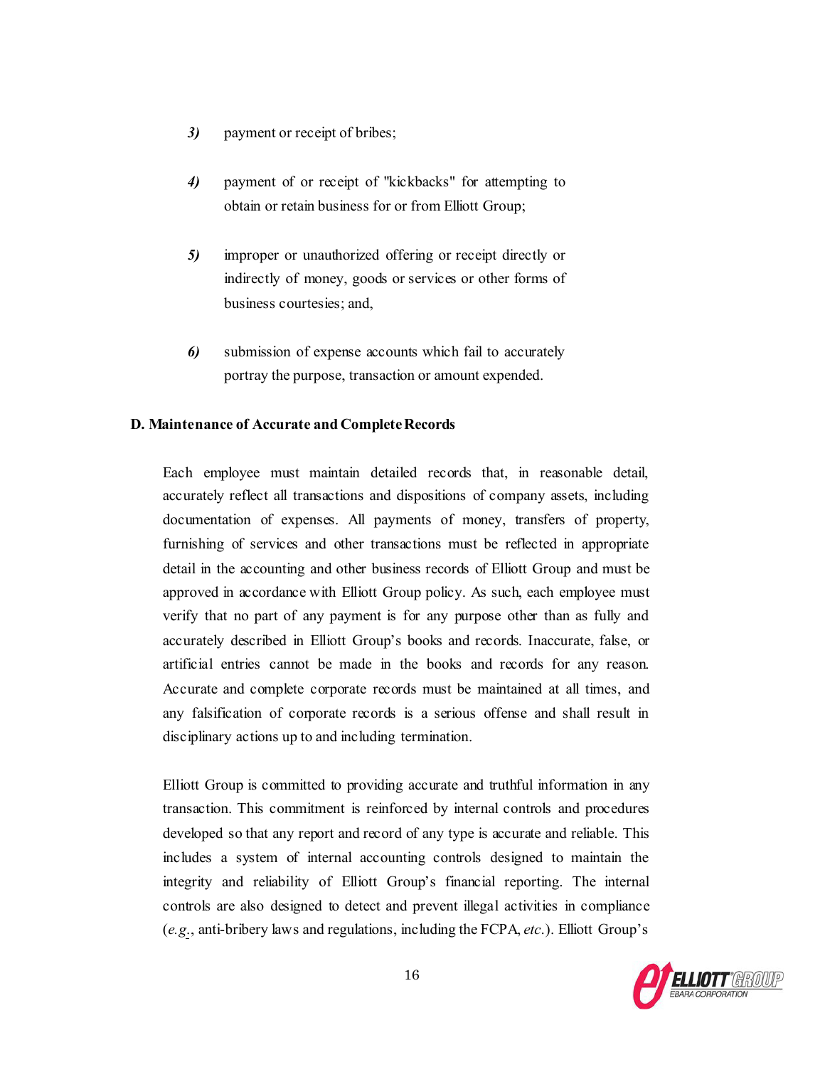*3)* payment or receipt of bribes;

*4)* payment of or receipt of "kickbacks" for attempting to obtain or retain business for or from Elliott Group;

*5)* improper or unauthorized offering or receipt directly or indirectly of money, goods or services or other forms of business courtesies; and,

*6)* submission of expense accounts which fail to accurately portray the purpose, transaction or amount expended.

**D. Maintenance of Accurate and Complete Records**

Each employee must maintain detailed records that, in reasonable detail, accurately reflect all transactions and dispositions of company assets, including documentation of expenses. All payments of money, transfers of property, furnishing of services and other transactions must be reflected in appropriate detail in the accounting and other business records of Elliott Group and must be approved in accordance with Elliott Group policy. As such, each employee must verify that no part of any payment is for any purpose other than as fully and accurately described in Elliott Group's books and records. Inaccurate, false, or artificial entries cannot be made in the books and records for any reason. Accurate and complete corporate records must be maintained at all times, and any falsification of corporate records is a serious offense and shall result in disciplinary actions up to and including termination.

Elliott Group is committed to providing accurate and truthful information in any transaction. This commitment is reinforced by internal controls and procedures developed so that any report and record of any type is accurate and reliable. This includes a system of internal accounting controls designed to maintain the integrity and reliability of Elliott Group's financial reporting. The internal controls are also designed to detect and prevent illegal activities in compliance (*e.g.*, anti-bribery laws and regulations, including the FCPA, *etc*.). Elliott Group's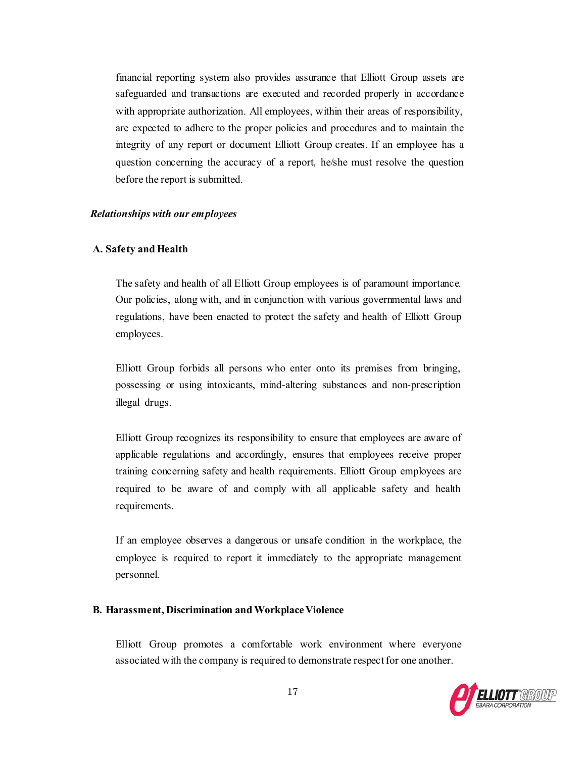financial reporting system also provides assurance that Elliott Group assets are safeguarded and transactions are executed and recorded properly in accordance with appropriate authorization. All employees, within their areas of responsibility, are expected to adhere to the proper policies and procedures and to maintain the integrity of any report or document Elliott Group creates. If an employee has a question concerning the accuracy of a report, he/she must resolve the question before the report is submitted.

***Relationships with our employees***

**A. Safety and Health**

The safety and health of all Elliott Group employees is of paramount importance. Our policies, along with, and in conjunction with various governmental laws and regulations, have been enacted to protect the safety and health of Elliott Group employees.

Elliott Group forbids all persons who enter onto its premises from bringing, possessing or using intoxicants, mind-altering substances and non-prescription illegal drugs.

Elliott Group recognizes its responsibility to ensure that employees are aware of applicable regulations and accordingly, ensures that employees receive proper training concerning safety and health requirements. Elliott Group employees are required to be aware of and comply with all applicable safety and health requirements.

If an employee observes a dangerous or unsafe condition in the workplace, the employee is required to report it immediately to the appropriate management personnel.

**B. Harassment, Discrimination and Workplace Violence**

Elliott Group promotes a comfortable work environment where everyone associated with the company is required to demonstrate respect for one another.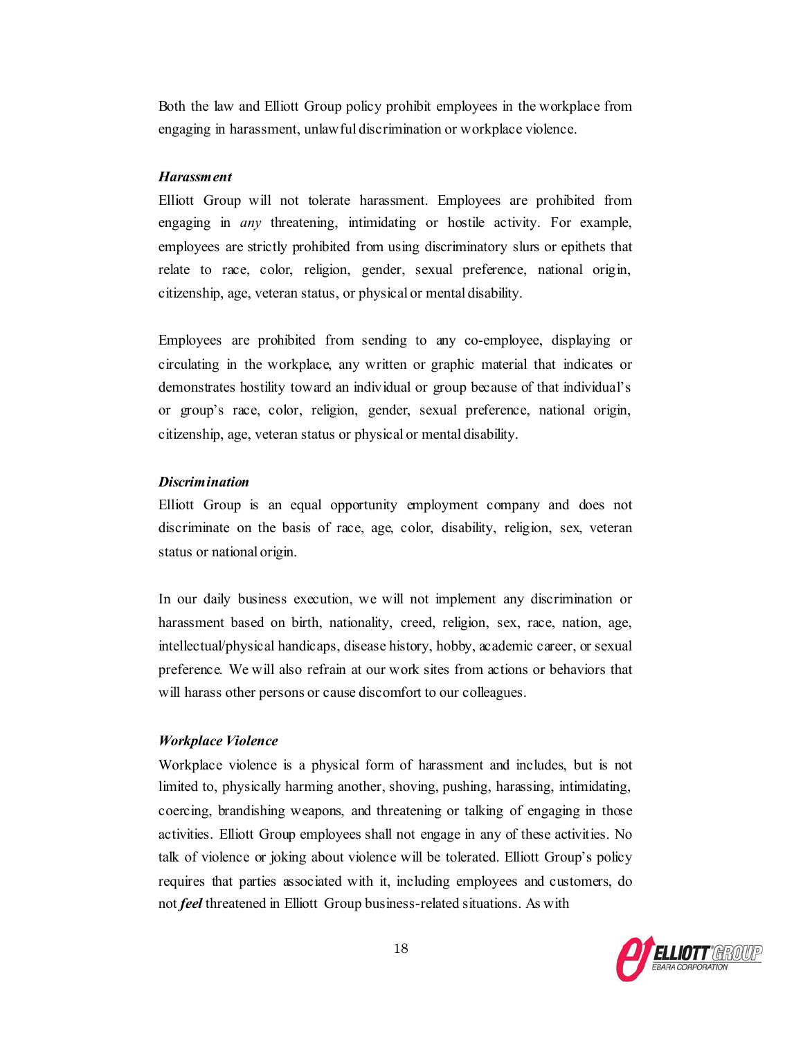Both the law and Elliott Group policy prohibit employees in the workplace from engaging in harassment, unlawful discrimination or workplace violence.

***Harassment***

Elliott Group will not tolerate harassment. Employees are prohibited from engaging in *any* threatening, intimidating or hostile activity. For example, employees are strictly prohibited from using discriminatory slurs or epithets that relate to race, color, religion, gender, sexual preference, national origin, citizenship, age, veteran status, or physical or mental disability.

Employees are prohibited from sending to any co-employee, displaying or circulating in the workplace, any written or graphic material that indicates or demonstrates hostility toward an individual or group because of that individual's or group's race, color, religion, gender, sexual preference, national origin, citizenship, age, veteran status or physical or mental disability.

***Discrimination***

Elliott Group is an equal opportunity employment company and does not discriminate on the basis of race, age, color, disability, religion, sex, veteran status or national origin.

In our daily business execution, we will not implement any discrimination or harassment based on birth, nationality, creed, religion, sex, race, nation, age, intellectual/physical handicaps, disease history, hobby, academic career, or sexual preference. We will also refrain at our work sites from actions or behaviors that will harass other persons or cause discomfort to our colleagues.

***Workplace Violence***

Workplace violence is a physical form of harassment and includes, but is not limited to, physically harming another, shoving, pushing, harassing, intimidating, coercing, brandishing weapons, and threatening or talking of engaging in those activities. Elliott Group employees shall not engage in any of these activities. No talk of violence or joking about violence will be tolerated. Elliott Group's policy requires that parties associated with it, including employees and customers, do not ***feel*** threatened in Elliott Group business-related situations. As with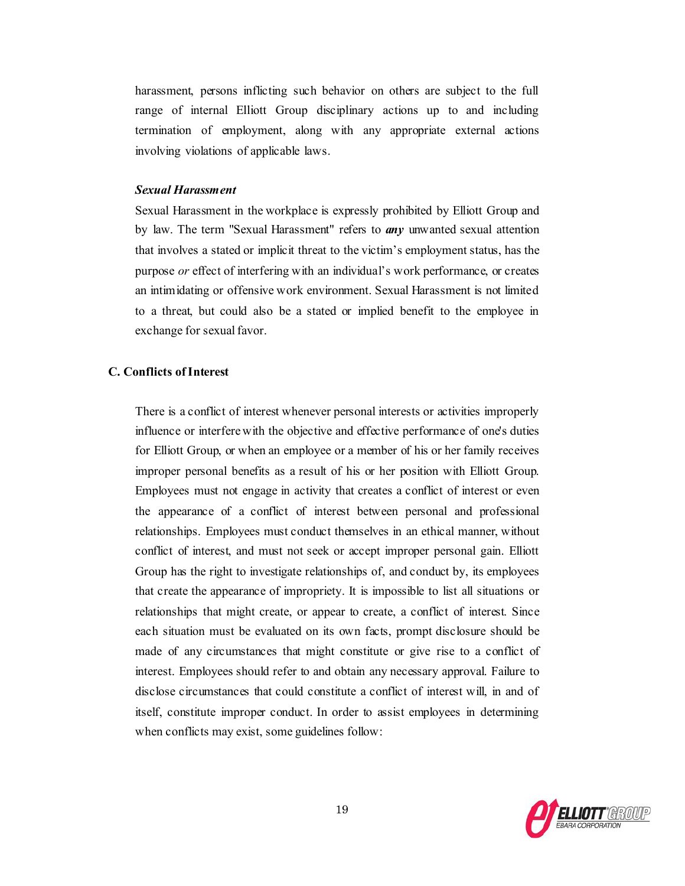harassment, persons inflicting such behavior on others are subject to the full range of internal Elliott Group disciplinary actions up to and including termination of employment, along with any appropriate external actions involving violations of applicable laws.

***Sexual Harassment***

Sexual Harassment in the workplace is expressly prohibited by Elliott Group and by law. The term "Sexual Harassment" refers to ***any*** unwanted sexual attention that involves a stated or implicit threat to the victim's employment status, has the purpose *or* effect of interfering with an individual's work performance, or creates an intimidating or offensive work environment. Sexual Harassment is not limited to a threat, but could also be a stated or implied benefit to the employee in exchange for sexual favor.

**C. Conflicts of Interest**

There is a conflict of interest whenever personal interests or activities improperly influence or interfere with the objective and effective performance of one's duties for Elliott Group, or when an employee or a member of his or her family receives improper personal benefits as a result of his or her position with Elliott Group. Employees must not engage in activity that creates a conflict of interest or even the appearance of a conflict of interest between personal and professional relationships. Employees must conduct themselves in an ethical manner, without conflict of interest, and must not seek or accept improper personal gain. Elliott Group has the right to investigate relationships of, and conduct by, its employees that create the appearance of impropriety. It is impossible to list all situations or relationships that might create, or appear to create, a conflict of interest. Since each situation must be evaluated on its own facts, prompt disclosure should be made of any circumstances that might constitute or give rise to a conflict of interest. Employees should refer to and obtain any necessary approval. Failure to disclose circumstances that could constitute a conflict of interest will, in and of itself, constitute improper conduct. In order to assist employees in determining when conflicts may exist, some guidelines follow: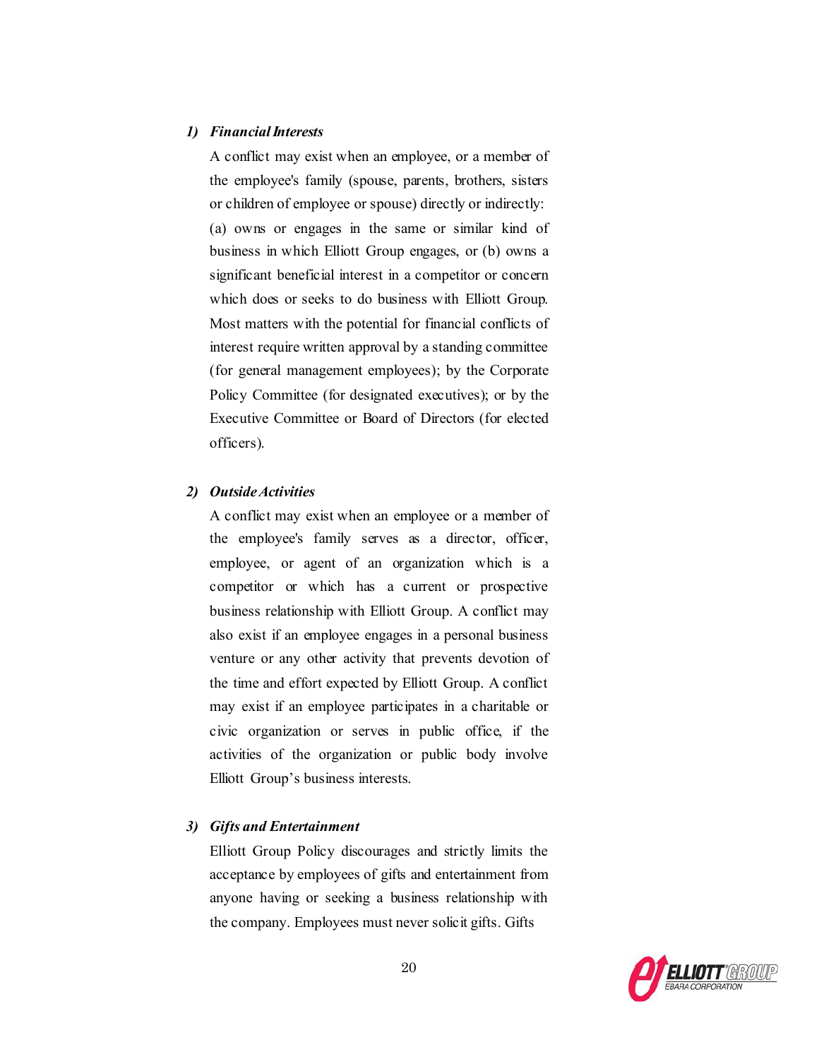***1) Financial Interests***

A conflict may exist when an employee, or a member of the employee's family (spouse, parents, brothers, sisters or children of employee or spouse) directly or indirectly: (a) owns or engages in the same or similar kind of business in which Elliott Group engages, or (b) owns a significant beneficial interest in a competitor or concern which does or seeks to do business with Elliott Group. Most matters with the potential for financial conflicts of interest require written approval by a standing committee (for general management employees); by the Corporate Policy Committee (for designated executives); or by the Executive Committee or Board of Directors (for elected officers).

***2) Outside Activities***

A conflict may exist when an employee or a member of the employee's family serves as a director, officer, employee, or agent of an organization which is a competitor or which has a current or prospective business relationship with Elliott Group. A conflict may also exist if an employee engages in a personal business venture or any other activity that prevents devotion of the time and effort expected by Elliott Group. A conflict may exist if an employee participates in a charitable or civic organization or serves in public office, if the activities of the organization or public body involve Elliott Group's business interests.

***3) Gifts and Entertainment***

Elliott Group Policy discourages and strictly limits the acceptance by employees of gifts and entertainment from anyone having or seeking a business relationship with the company. Employees must never solicit gifts. Gifts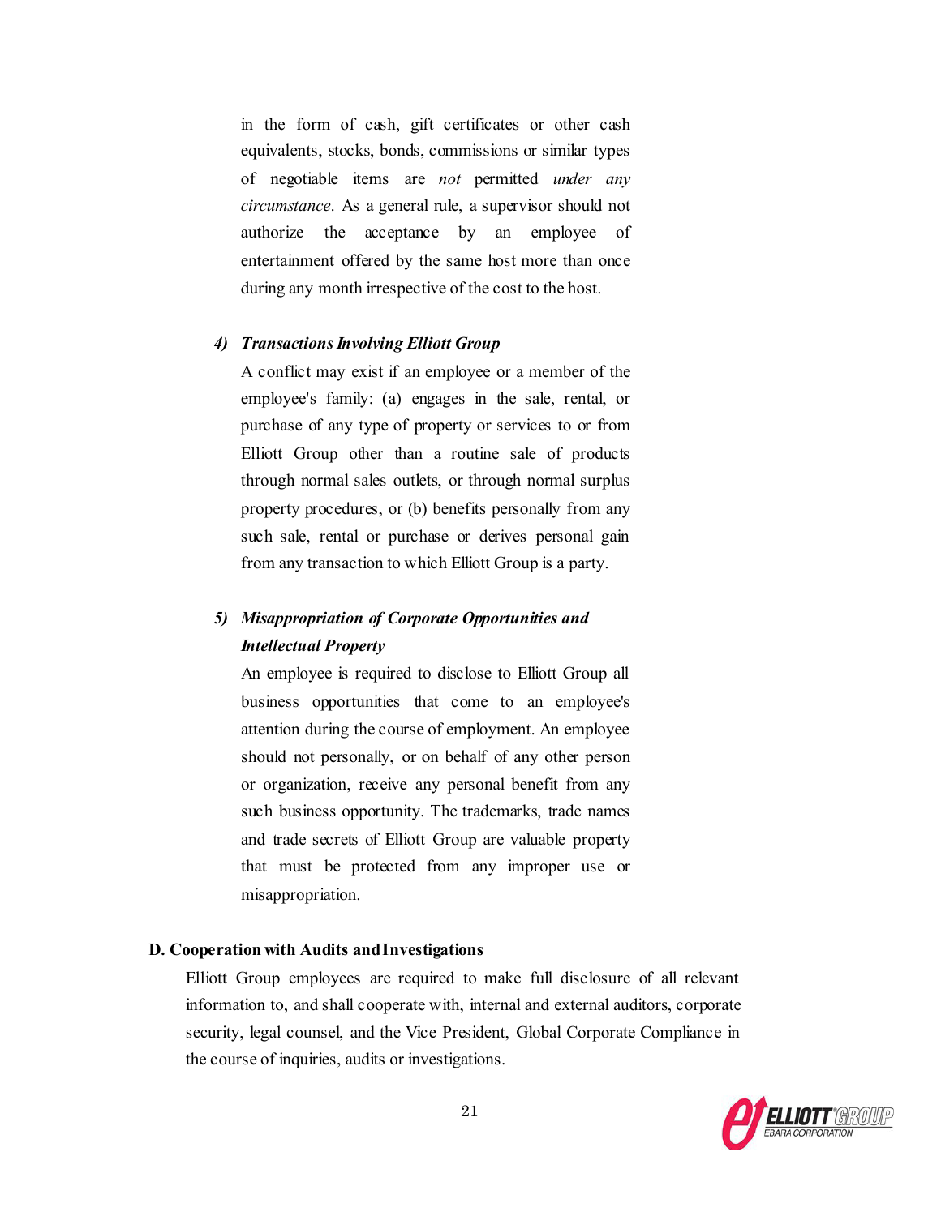in the form of cash, gift certificates or other cash equivalents, stocks, bonds, commissions or similar types of negotiable items are *not* permitted *under any circumstance*. As a general rule, a supervisor should not authorize the acceptance by an employee of entertainment offered by the same host more than once during any month irrespective of the cost to the host.

***4) Transactions Involving Elliott Group***

A conflict may exist if an employee or a member of the employee's family: (a) engages in the sale, rental, or purchase of any type of property or services to or from Elliott Group other than a routine sale of products through normal sales outlets, or through normal surplus property procedures, or (b) benefits personally from any such sale, rental or purchase or derives personal gain from any transaction to which Elliott Group is a party.

***5) Misappropriation of Corporate Opportunities and Intellectual Property***

An employee is required to disclose to Elliott Group all business opportunities that come to an employee's attention during the course of employment. An employee should not personally, or on behalf of any other person or organization, receive any personal benefit from any such business opportunity. The trademarks, trade names and trade secrets of Elliott Group are valuable property that must be protected from any improper use or misappropriation.

**D. Cooperation with Audits and Investigations**

Elliott Group employees are required to make full disclosure of all relevant information to, and shall cooperate with, internal and external auditors, corporate security, legal counsel, and the Vice President, Global Corporate Compliance in the course of inquiries, audits or investigations.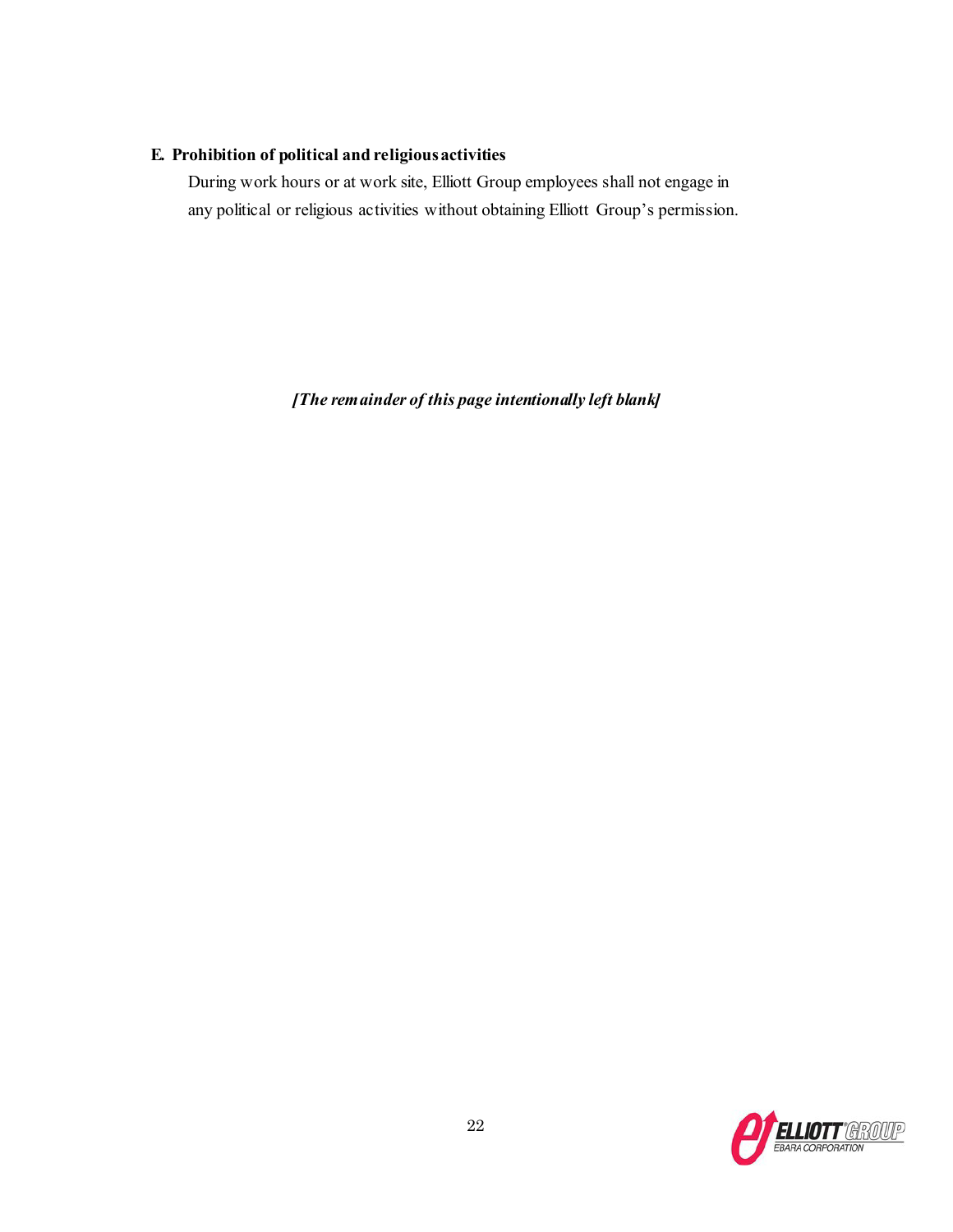**E. Prohibition of political and religious activities**

During work hours or at work site, Elliott Group employees shall not engage in any political or religious activities without obtaining Elliott Group's permission.

***[The remainder of this page intentionally left blank]***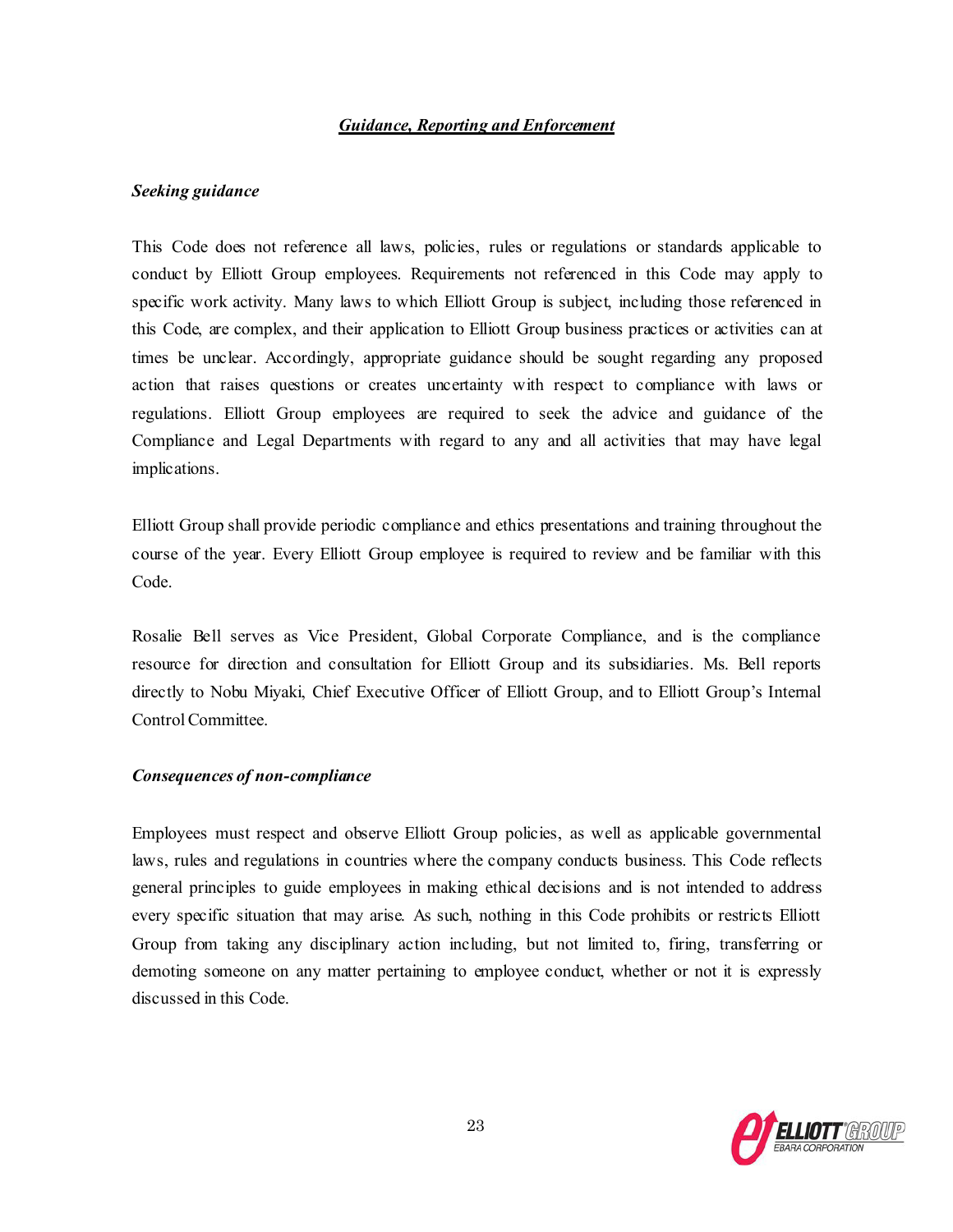## ***Guidance, Reporting and Enforcement***

### ***Seeking guidance***

This Code does not reference all laws, policies, rules or regulations or standards applicable to conduct by Elliott Group employees. Requirements not referenced in this Code may apply to specific work activity. Many laws to which Elliott Group is subject, including those referenced in this Code, are complex, and their application to Elliott Group business practices or activities can at times be unclear. Accordingly, appropriate guidance should be sought regarding any proposed action that raises questions or creates uncertainty with respect to compliance with laws or regulations. Elliott Group employees are required to seek the advice and guidance of the Compliance and Legal Departments with regard to any and all activities that may have legal implications.

Elliott Group shall provide periodic compliance and ethics presentations and training throughout the course of the year. Every Elliott Group employee is required to review and be familiar with this Code.

Rosalie Bell serves as Vice President, Global Corporate Compliance, and is the compliance resource for direction and consultation for Elliott Group and its subsidiaries. Ms. Bell reports directly to Nobu Miyaki, Chief Executive Officer of Elliott Group, and to Elliott Group's Internal Control Committee.

### ***Consequences of non-compliance***

Employees must respect and observe Elliott Group policies, as well as applicable governmental laws, rules and regulations in countries where the company conducts business. This Code reflects general principles to guide employees in making ethical decisions and is not intended to address every specific situation that may arise. As such, nothing in this Code prohibits or restricts Elliott Group from taking any disciplinary action including, but not limited to, firing, transferring or demoting someone on any matter pertaining to employee conduct, whether or not it is expressly discussed in this Code.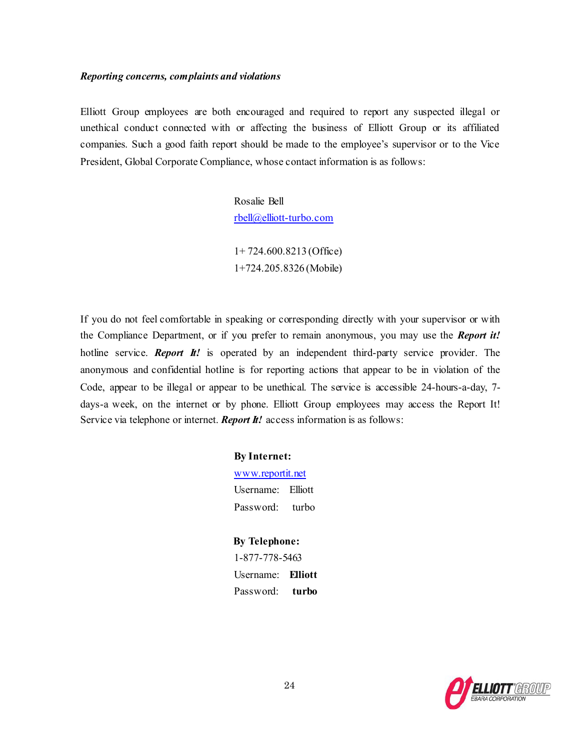***Reporting concerns, complaints and violations***

Elliott Group employees are both encouraged and required to report any suspected illegal or unethical conduct connected with or affecting the business of Elliott Group or its affiliated companies. Such a good faith report should be made to the employee's supervisor or to the Vice President, Global Corporate Compliance, whose contact information is as follows:

Rosalie Bell
rbell@elliott-turbo.com

1+ 724.600.8213 (Office)
1+724.205.8326 (Mobile)

If you do not feel comfortable in speaking or corresponding directly with your supervisor or with the Compliance Department, or if you prefer to remain anonymous, you may use the ***Report it!*** hotline service. ***Report It!*** is operated by an independent third-party service provider. The anonymous and confidential hotline is for reporting actions that appear to be in violation of the Code, appear to be illegal or appear to be unethical. The service is accessible 24-hours-a-day, 7-days-a week, on the internet or by phone. Elliott Group employees may access the Report It! Service via telephone or internet. ***Report It!*** access information is as follows:

**By Internet:**
www.reportit.net
Username: Elliott
Password: turbo

**By Telephone:**
1-877-778-5463
Username: **Elliott**
Password: **turbo**